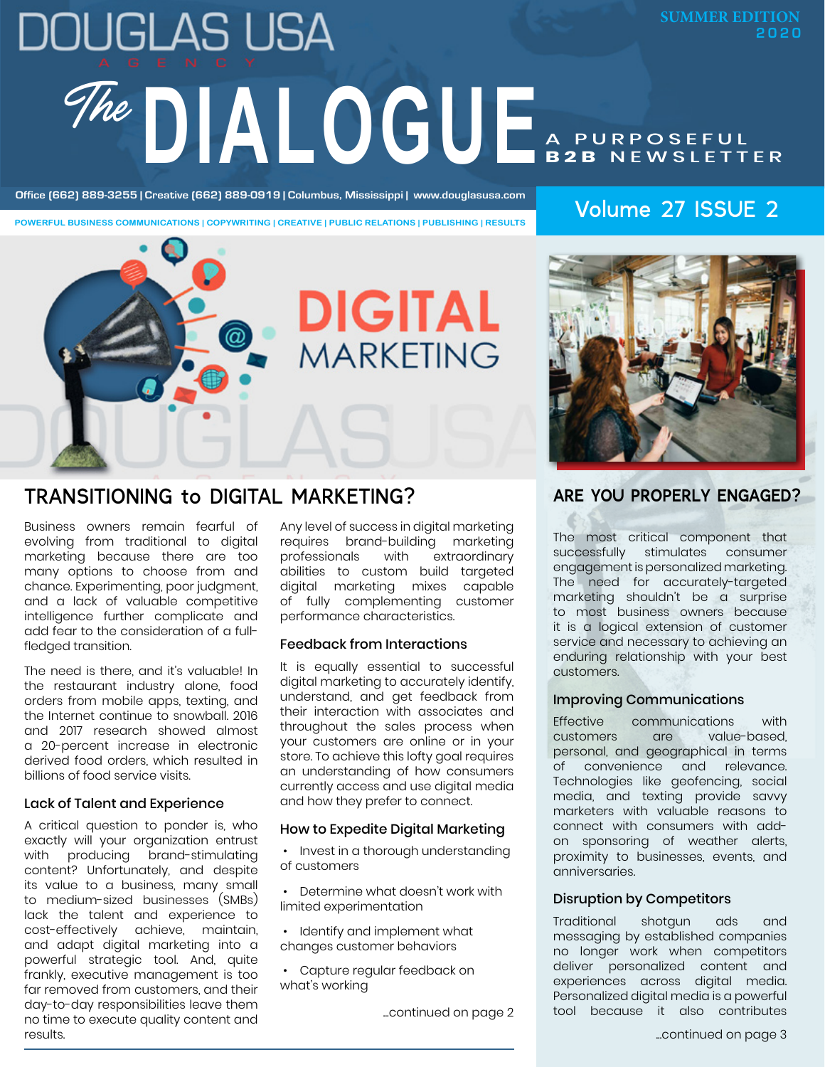# DOUGLAS USA AGENCY

## The DIALOGUE

A PURPOSEFUL B2B NEWSLETTER

SUMMER EDITION 2020

Office (662) 889-3255 | Creative (662) 889-0919 | Columbus, Mississippi | www.douglasusa.com

POWERFUL BUSINESS COMMUNICATIONS | COPYWRITING | CREATIVE | PUBLIC RELATIONS | PUBLISHING | RESULTS

Volume 27 ISSUE 2

DIGITAL MARKETING

## TRANSITIONING to DIGITAL MARKETING?

Business owners remain fearful of evolving from traditional to digital marketing because there are too many options to choose from and chance. Experimenting, poor judgment, and a lack of valuable competitive intelligence further complicate and add fear to the consideration of a full-fledged transition.

The need is there, and it's valuable! In the restaurant industry alone, food orders from mobile apps, texting, and the Internet continue to snowball. 2016 and 2017 research showed almost a 20-percent increase in electronic derived food orders, which resulted in billions of food service visits.

### Lack of Talent and Experience

A critical question to ponder is, who exactly will your organization entrust with producing brand-stimulating content? Unfortunately, and despite its value to a business, many small to medium-sized businesses (SMBs) lack the talent and experience to cost-effectively achieve, maintain, and adapt digital marketing into a powerful strategic tool. And, quite frankly, executive management is too far removed from customers, and their day-to-day responsibilities leave them no time to execute quality content and results.

Any level of success in digital marketing requires brand-building marketing professionals with extraordinary abilities to custom build targeted digital marketing mixes capable of fully complementing customer performance characteristics.

### Feedback from Interactions

It is equally essential to successful digital marketing to accurately identify, understand, and get feedback from their interaction with associates and throughout the sales process when your customers are online or in your store. To achieve this lofty goal requires an understanding of how consumers currently access and use digital media and how they prefer to connect.

### How to Expedite Digital Marketing

- Invest in a thorough understanding of customers
- Determine what doesn't work with limited experimentation
- Identify and implement what changes customer behaviors
- Capture regular feedback on what's working

...continued on page 2

## ARE YOU PROPERLY ENGAGED?

The most critical component that successfully stimulates consumer engagement is personalized marketing. The need for accurately-targeted marketing shouldn't be a surprise to most business owners because it is a logical extension of customer service and necessary to achieving an enduring relationship with your best customers.

### Improving Communications

Effective communications with customers are value-based, personal, and geographical in terms of convenience and relevance. Technologies like geofencing, social media, and texting provide savvy marketers with valuable reasons to connect with consumers with add-on sponsoring of weather alerts, proximity to businesses, events, and anniversaries.

### Disruption by Competitors

Traditional shotgun ads and messaging by established companies no longer work when competitors deliver personalized content and experiences across digital media. Personalized digital media is a powerful tool because it also contributes

...continued on page 3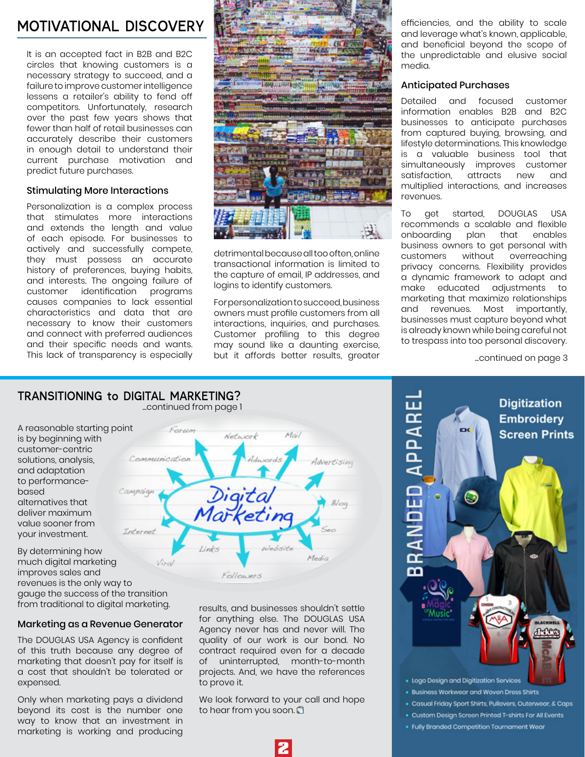## MOTIVATIONAL DISCOVERY

It is an accepted fact in B2B and B2C circles that knowing customers is a necessary strategy to succeed, and a failure to improve customer intelligence lessens a retailer's ability to fend off competitors. Unfortunately, research over the past few years shows that fewer than half of retail businesses can accurately describe their customers in enough detail to understand their current purchase motivation and predict future purchases.

### Stimulating More Interactions

Personalization is a complex process that stimulates more interactions and extends the length and value of each episode. For businesses to actively and successfully compete, they must possess an accurate history of preferences, buying habits, and interests. The ongoing failure of customer identification programs causes companies to lack essential characteristics and data that are necessary to know their customers and connect with preferred audiences and their specific needs and wants. This lack of transparency is especially detrimental because all too often, online transactional information is limited to the capture of email, IP addresses, and logins to identify customers.

For personalization to succeed, business owners must profile customers from all interactions, inquiries, and purchases. Customer profiling to this degree may sound like a daunting exercise, but it affords better results, greater efficiencies, and the ability to scale and leverage what's known, applicable, and beneficial beyond the scope of the unpredictable and elusive social media.

### Anticipated Purchases

Detailed and focused customer information enables B2B and B2C businesses to anticipate purchases from captured buying, browsing, and lifestyle determinations. This knowledge is a valuable business tool that simultaneously improves customer satisfaction, attracts new and multiplied interactions, and increases revenues.

To get started, DOUGLAS USA recommends a scalable and flexible onboarding plan that enables business owners to get personal with customers without overreaching privacy concerns. Flexibility provides a dynamic framework to adapt and make educated adjustments to marketing that maximize relationships and revenues. Most importantly, businesses must capture beyond what is already known while being careful not to trespass into too personal discovery.

...continued on page 3

## TRANSITIONING to DIGITAL MARKETING?

...continued from page 1

A reasonable starting point is by beginning with customer-centric solutions, analysis, and adaptation to performance-based alternatives that deliver maximum value sooner from your investment.

By determining how much digital marketing improves sales and revenues is the only way to gauge the success of the transition from traditional to digital marketing.

### Marketing as a Revenue Generator

The DOUGLAS USA Agency is confident of this truth because any degree of marketing that doesn't pay for itself is a cost that shouldn't be tolerated or expensed.

Only when marketing pays a dividend beyond its cost is the number one way to know that an investment in marketing is working and producing results, and businesses shouldn't settle for anything else. The DOUGLAS USA Agency never has and never will. The quality of our work is our bond. No contract required even for a decade of uninterrupted, month-to-month projects. And, we have the references to prove it.

We look forward to your call and hope to hear from you soon.

## BRANDED APPAREL

**Digitization**
**Embroidery**
**Screen Prints**

- Logo Design and Digitization Services
- Business Workwear and Woven Dress Shirts
- Casual Friday Sport Shirts, Pullovers, Outerwear, & Caps
- Custom Design Screen Printed T-shirts For All Events
- Fully Branded Competition Tournament Wear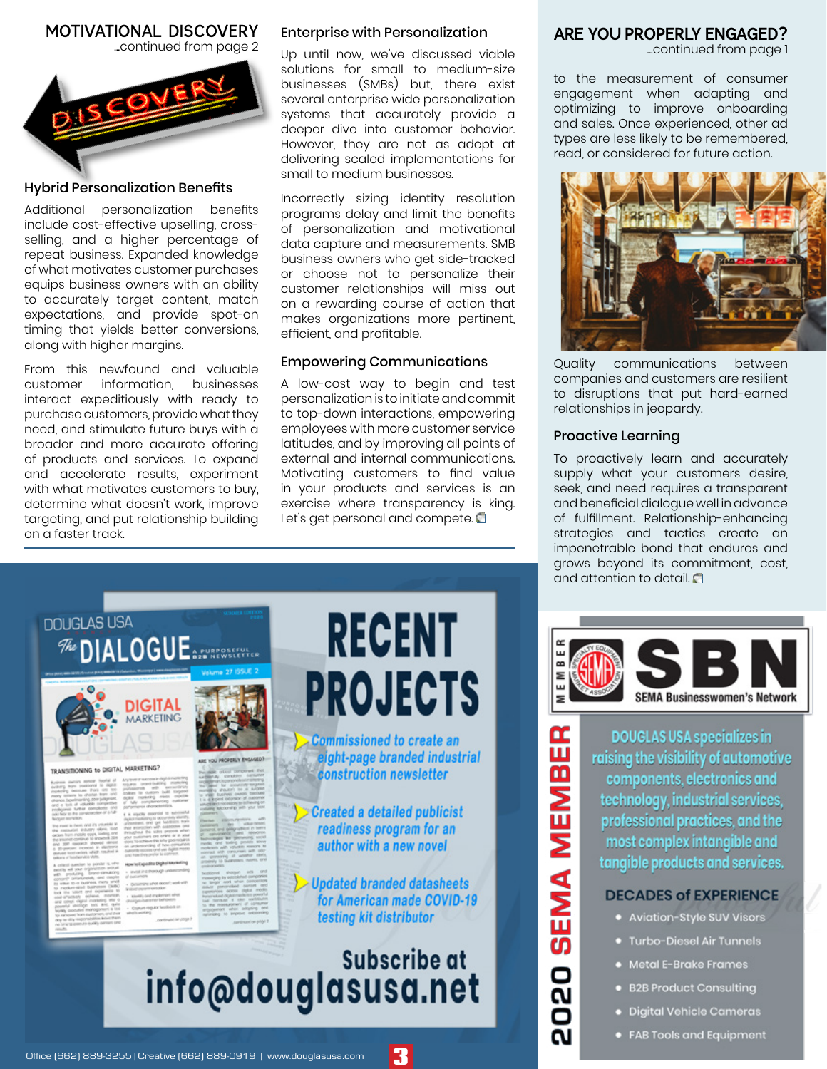## MOTIVATIONAL DISCOVERY

...continued from page 2

### Hybrid Personalization Benefits

Additional personalization benefits include cost-effective upselling, cross-selling, and a higher percentage of repeat business. Expanded knowledge of what motivates customer purchases equips business owners with an ability to accurately target content, match expectations, and provide spot-on timing that yields better conversions, along with higher margins.

From this newfound and valuable customer information, businesses interact expeditiously with ready to purchase customers, provide what they need, and stimulate future buys with a broader and more accurate offering of products and services. To expand and accelerate results, experiment with what motivates customers to buy, determine what doesn't work, improve targeting, and put relationship building on a faster track.

### Enterprise with Personalization

Up until now, we've discussed viable solutions for small to medium-size businesses (SMBs) but, there exist several enterprise wide personalization systems that accurately provide a deeper dive into customer behavior. However, they are not as adept at delivering scaled implementations for small to medium businesses.

Incorrectly sizing identity resolution programs delay and limit the benefits of personalization and motivational data capture and measurements. SMB business owners who get side-tracked or choose not to personalize their customer relationships will miss out on a rewarding course of action that makes organizations more pertinent, efficient, and profitable.

### Empowering Communications

A low-cost way to begin and test personalization is to initiate and commit to top-down interactions, empowering employees with more customer service latitudes, and by improving all points of external and internal communications. Motivating customers to find value in your products and services is an exercise where transparency is king. Let's get personal and compete.

## ARE YOU PROPERLY ENGAGED?

...continued from page 1

to the measurement of consumer engagement when adapting and optimizing to improve onboarding and sales. Once experienced, other ad types are less likely to be remembered, read, or considered for future action.

Quality communications between companies and customers are resilient to disruptions that put hard-earned relationships in jeopardy.

### Proactive Learning

To proactively learn and accurately supply what your customers desire, seek, and need requires a transparent and beneficial dialogue well in advance of fulfillment. Relationship-enhancing strategies and tactics create an impenetrable bond that endures and grows beyond its commitment, cost, and attention to detail.

## RECENT PROJECTS

- Commissioned to create an eight-page branded industrial construction newsletter
- Created a detailed publicist readiness program for an author with a new novel
- Updated branded datasheets for American made COVID-19 testing kit distributor

Subscribe at info@douglasusa.net

**2020 SEMA MEMBER**

MEMBER SBN SEMA Businesswomen's Network

DOUGLAS USA specializes in raising the visibility of automotive components, electronics and technology, industrial services, professional practices, and the most complex intangible and tangible products and services.

### DECADES of EXPERIENCE

- Aviation-Style SUV Visors
- Turbo-Diesel Air Tunnels
- Metal E-Brake Frames
- B2B Product Consulting
- Digital Vehicle Cameras
- FAB Tools and Equipment

Office (662) 889-3255 | Creative (662) 889-0919 | www.douglasusa.com